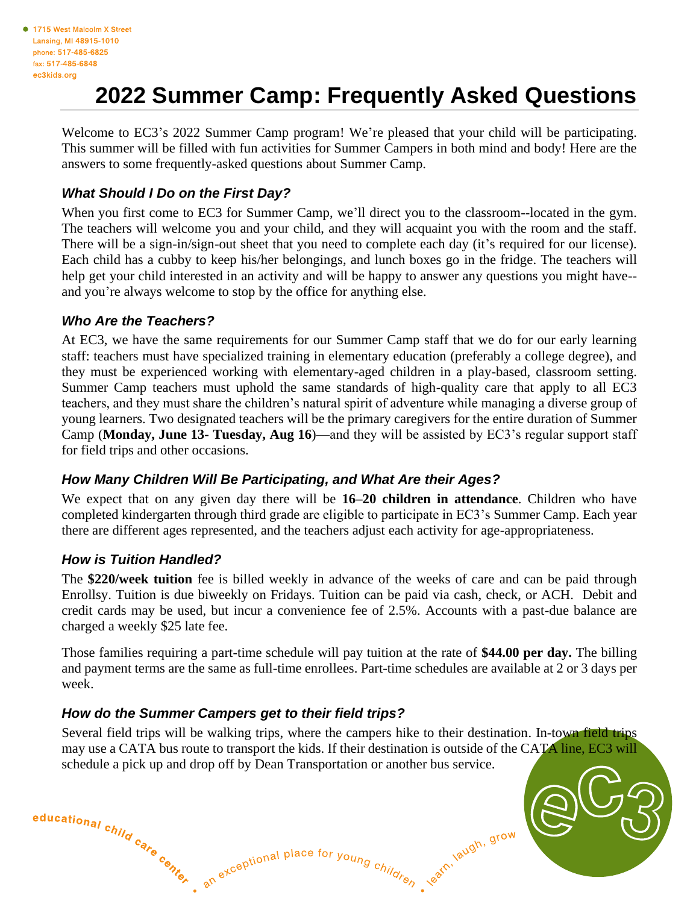1715 West Malcolm X Street
Lansing, MI 48915-1010
phone: 517-485-6825
fax: 517-485-6848
ec3kids.org

# 2022 Summer Camp: Frequently Asked Questions

Welcome to EC3's 2022 Summer Camp program! We're pleased that your child will be participating. This summer will be filled with fun activities for Summer Campers in both mind and body! Here are the answers to some frequently-asked questions about Summer Camp.

### *What Should I Do on the First Day?*

When you first come to EC3 for Summer Camp, we'll direct you to the classroom--located in the gym. The teachers will welcome you and your child, and they will acquaint you with the room and the staff. There will be a sign-in/sign-out sheet that you need to complete each day (it's required for our license). Each child has a cubby to keep his/her belongings, and lunch boxes go in the fridge. The teachers will help get your child interested in an activity and will be happy to answer any questions you might have--and you're always welcome to stop by the office for anything else.

### *Who Are the Teachers?*

At EC3, we have the same requirements for our Summer Camp staff that we do for our early learning staff: teachers must have specialized training in elementary education (preferably a college degree), and they must be experienced working with elementary-aged children in a play-based, classroom setting. Summer Camp teachers must uphold the same standards of high-quality care that apply to all EC3 teachers, and they must share the children's natural spirit of adventure while managing a diverse group of young learners. Two designated teachers will be the primary caregivers for the entire duration of Summer Camp (**Monday, June 13- Tuesday, Aug 16**)—and they will be assisted by EC3's regular support staff for field trips and other occasions.

### *How Many Children Will Be Participating, and What Are their Ages?*

We expect that on any given day there will be **16–20 children in attendance**. Children who have completed kindergarten through third grade are eligible to participate in EC3's Summer Camp. Each year there are different ages represented, and the teachers adjust each activity for age-appropriateness.

### *How is Tuition Handled?*

The **$220/week tuition** fee is billed weekly in advance of the weeks of care and can be paid through Enrollsy. Tuition is due biweekly on Fridays. Tuition can be paid via cash, check, or ACH. Debit and credit cards may be used, but incur a convenience fee of 2.5%. Accounts with a past-due balance are charged a weekly $25 late fee.

Those families requiring a part-time schedule will pay tuition at the rate of **$44.00 per day.** The billing and payment terms are the same as full-time enrollees. Part-time schedules are available at 2 or 3 days per week.

### *How do the Summer Campers get to their field trips?*

Several field trips will be walking trips, where the campers hike to their destination. In-town field trips may use a CATA bus route to transport the kids. If their destination is outside of the CATA line, EC3 will schedule a pick up and drop off by Dean Transportation or another bus service.

educational child care center • an exceptional place for young children • learn, laugh, grow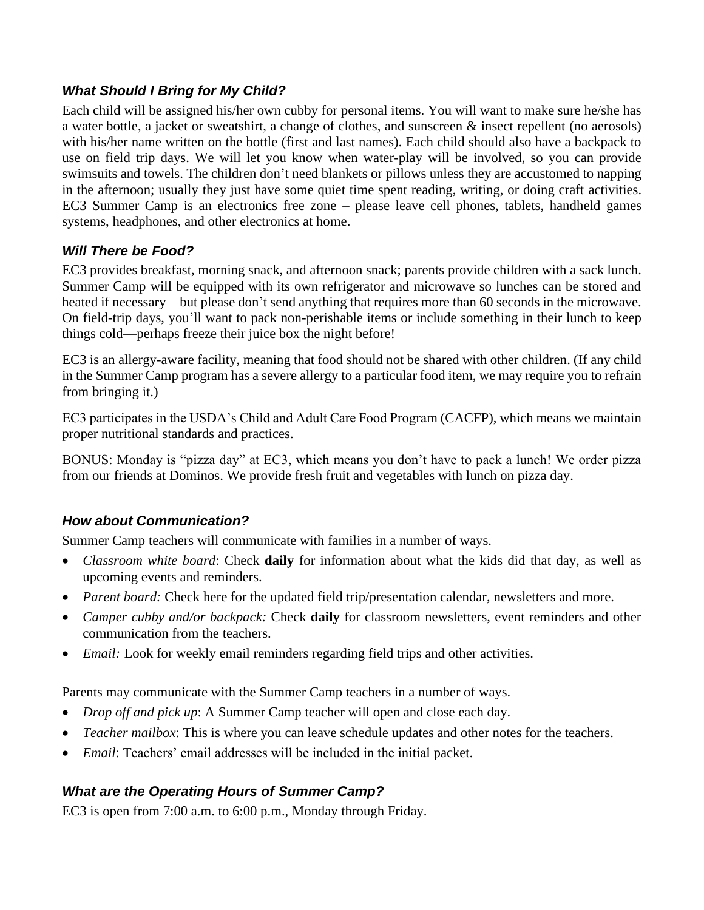### *What Should I Bring for My Child?*

Each child will be assigned his/her own cubby for personal items. You will want to make sure he/she has a water bottle, a jacket or sweatshirt, a change of clothes, and sunscreen & insect repellent (no aerosols) with his/her name written on the bottle (first and last names). Each child should also have a backpack to use on field trip days. We will let you know when water-play will be involved, so you can provide swimsuits and towels. The children don't need blankets or pillows unless they are accustomed to napping in the afternoon; usually they just have some quiet time spent reading, writing, or doing craft activities. EC3 Summer Camp is an electronics free zone – please leave cell phones, tablets, handheld games systems, headphones, and other electronics at home.

### *Will There be Food?*

EC3 provides breakfast, morning snack, and afternoon snack; parents provide children with a sack lunch. Summer Camp will be equipped with its own refrigerator and microwave so lunches can be stored and heated if necessary—but please don't send anything that requires more than 60 seconds in the microwave. On field-trip days, you'll want to pack non-perishable items or include something in their lunch to keep things cold—perhaps freeze their juice box the night before!

EC3 is an allergy-aware facility, meaning that food should not be shared with other children. (If any child in the Summer Camp program has a severe allergy to a particular food item, we may require you to refrain from bringing it.)

EC3 participates in the USDA's Child and Adult Care Food Program (CACFP), which means we maintain proper nutritional standards and practices.

BONUS: Monday is "pizza day" at EC3, which means you don't have to pack a lunch! We order pizza from our friends at Dominos. We provide fresh fruit and vegetables with lunch on pizza day.

### *How about Communication?*

Summer Camp teachers will communicate with families in a number of ways.

- *Classroom white board*: Check **daily** for information about what the kids did that day, as well as upcoming events and reminders.
- *Parent board:* Check here for the updated field trip/presentation calendar, newsletters and more.
- *Camper cubby and/or backpack:* Check **daily** for classroom newsletters, event reminders and other communication from the teachers.
- *Email:* Look for weekly email reminders regarding field trips and other activities.

Parents may communicate with the Summer Camp teachers in a number of ways.

- *Drop off and pick up*: A Summer Camp teacher will open and close each day.
- *Teacher mailbox*: This is where you can leave schedule updates and other notes for the teachers.
- *Email*: Teachers' email addresses will be included in the initial packet.

### *What are the Operating Hours of Summer Camp?*

EC3 is open from 7:00 a.m. to 6:00 p.m., Monday through Friday.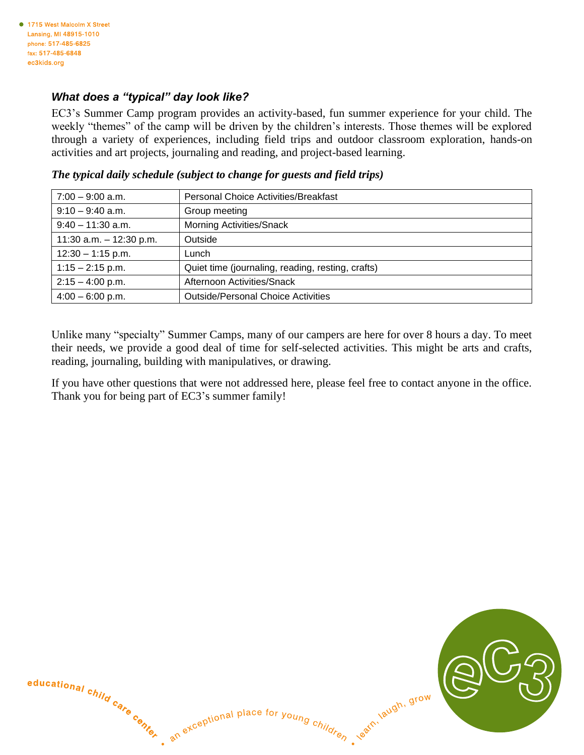### *What does a "typical" day look like?*

EC3's Summer Camp program provides an activity-based, fun summer experience for your child. The weekly "themes" of the camp will be driven by the children's interests. Those themes will be explored through a variety of experiences, including field trips and outdoor classroom exploration, hands-on activities and art projects, journaling and reading, and project-based learning.

***The typical daily schedule (subject to change for guests and field trips)***

| | |
|---|---|
| 7:00 – 9:00 a.m. | Personal Choice Activities/Breakfast |
| 9:10 – 9:40 a.m. | Group meeting |
| 9:40 – 11:30 a.m. | Morning Activities/Snack |
| 11:30 a.m. – 12:30 p.m. | Outside |
| 12:30 – 1:15 p.m. | Lunch |
| 1:15 – 2:15 p.m. | Quiet time (journaling, reading, resting, crafts) |
| 2:15 – 4:00 p.m. | Afternoon Activities/Snack |
| 4:00 – 6:00 p.m. | Outside/Personal Choice Activities |

Unlike many "specialty" Summer Camps, many of our campers are here for over 8 hours a day. To meet their needs, we provide a good deal of time for self-selected activities. This might be arts and crafts, reading, journaling, building with manipulatives, or drawing.

If you have other questions that were not addressed here, please feel free to contact anyone in the office. Thank you for being part of EC3's summer family!